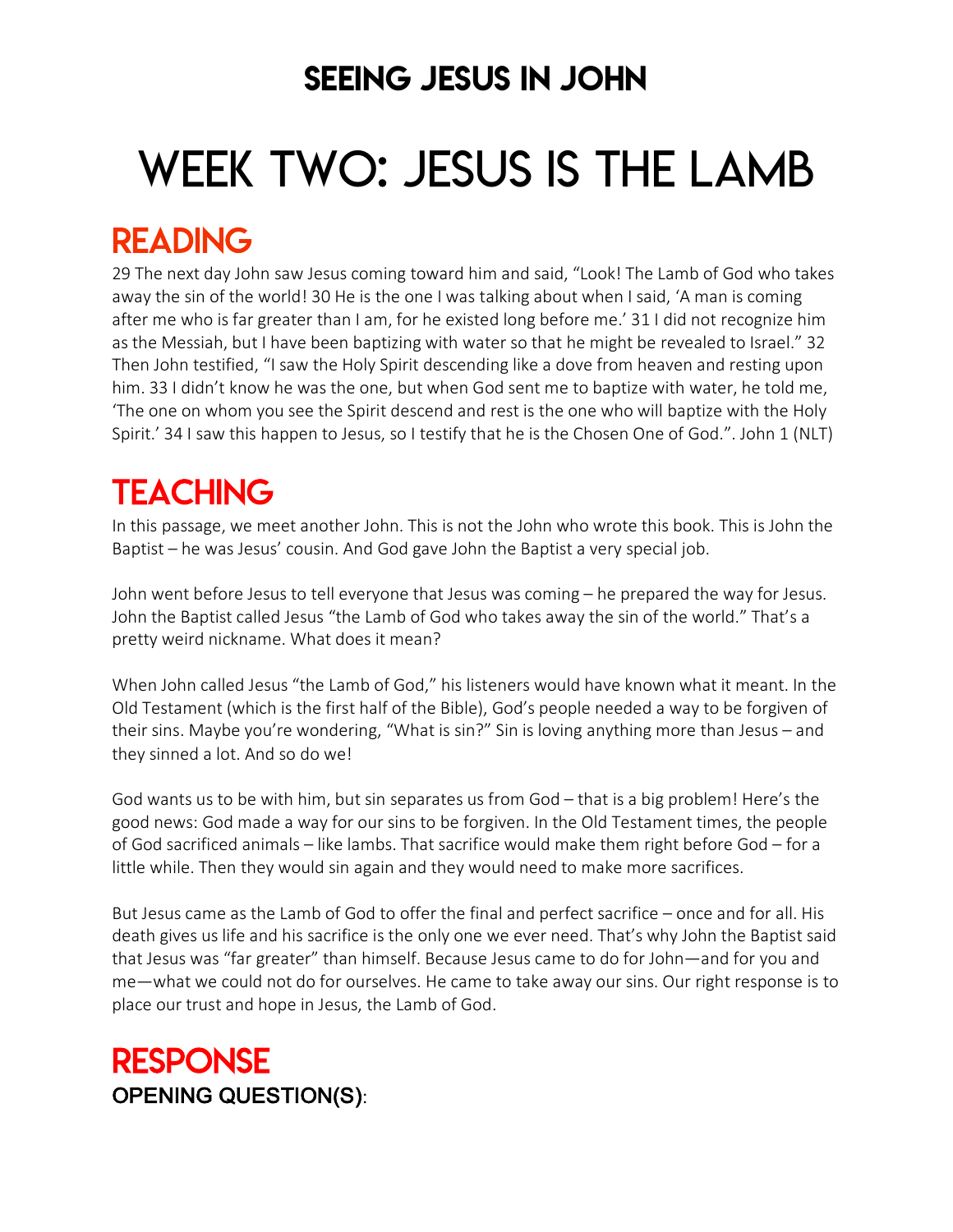# SEEING JESUS IN JOHN

# WEEK TWO: JESUS IS THE LAMB

## READING

29 The next day John saw Jesus coming toward him and said, "Look! The Lamb of God who takes away the sin of the world! 30 He is the one I was talking about when I said, 'A man is coming after me who is far greater than I am, for he existed long before me.' 31 I did not recognize him as the Messiah, but I have been baptizing with water so that he might be revealed to Israel." 32 Then John testified, "I saw the Holy Spirit descending like a dove from heaven and resting upon him. 33 I didn't know he was the one, but when God sent me to baptize with water, he told me, 'The one on whom you see the Spirit descend and rest is the one who will baptize with the Holy Spirit.' 34 I saw this happen to Jesus, so I testify that he is the Chosen One of God.". John 1 (NLT)

## TEACHING

In this passage, we meet another John. This is not the John who wrote this book. This is John the Baptist – he was Jesus' cousin. And God gave John the Baptist a very special job.

John went before Jesus to tell everyone that Jesus was coming – he prepared the way for Jesus. John the Baptist called Jesus "the Lamb of God who takes away the sin of the world." That's a pretty weird nickname. What does it mean?

When John called Jesus "the Lamb of God," his listeners would have known what it meant. In the Old Testament (which is the first half of the Bible), God's people needed a way to be forgiven of their sins. Maybe you're wondering, "What is sin?" Sin is loving anything more than Jesus – and they sinned a lot. And so do we!

God wants us to be with him, but sin separates us from God – that is a big problem! Here's the good news: God made a way for our sins to be forgiven. In the Old Testament times, the people of God sacrificed animals – like lambs. That sacrifice would make them right before God – for a little while. Then they would sin again and they would need to make more sacrifices.

But Jesus came as the Lamb of God to offer the final and perfect sacrifice – once and for all. His death gives us life and his sacrifice is the only one we ever need. That's why John the Baptist said that Jesus was "far greater" than himself. Because Jesus came to do for John—and for you and me—what we could not do for ourselves. He came to take away our sins. Our right response is to place our trust and hope in Jesus, the Lamb of God.

## RESPONSE

### OPENING QUESTION(S):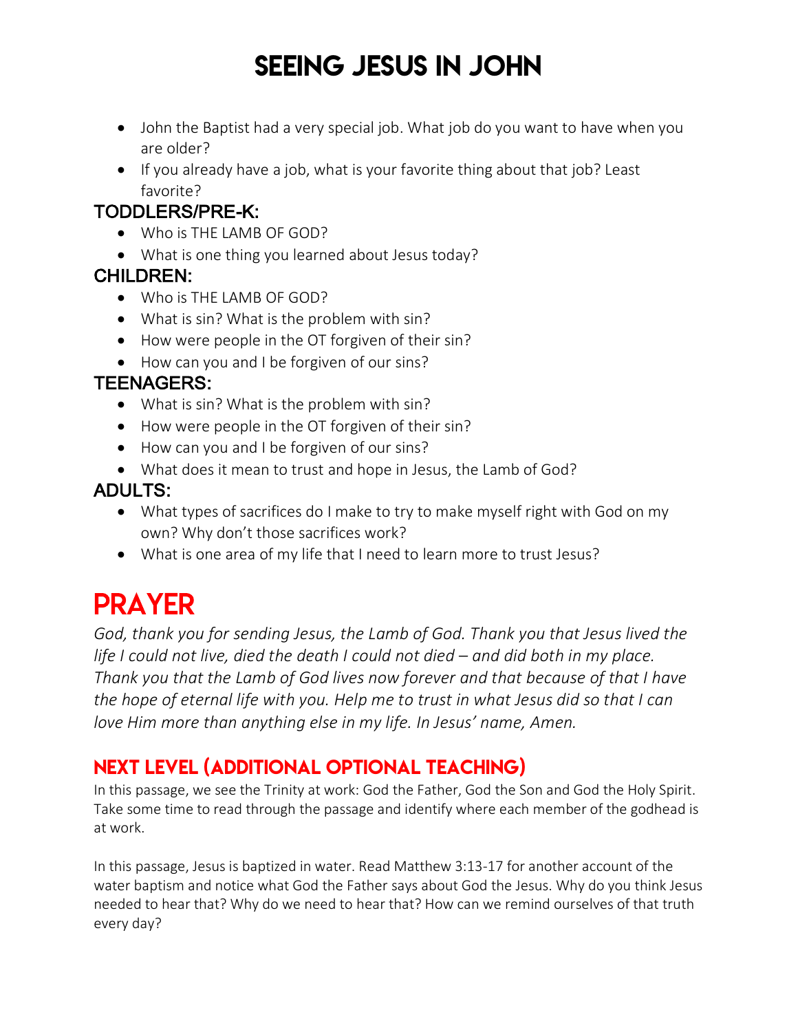# SEEING JESUS IN JOHN

- John the Baptist had a very special job. What job do you want to have when you are older?
- If you already have a job, what is your favorite thing about that job? Least favorite?

### TODDLERS/PRE-K:

- Who is THE LAMB OF GOD?
- What is one thing you learned about Jesus today?

### CHILDREN:

- Who is THE LAMB OF GOD?
- What is sin? What is the problem with sin?
- How were people in the OT forgiven of their sin?
- How can you and I be forgiven of our sins?

### TEENAGERS:

- What is sin? What is the problem with sin?
- How were people in the OT forgiven of their sin?
- How can you and I be forgiven of our sins?
- What does it mean to trust and hope in Jesus, the Lamb of God?

### ADULTS:

- What types of sacrifices do I make to try to make myself right with God on my own? Why don't those sacrifices work?
- What is one area of my life that I need to learn more to trust Jesus?

# PRAYER

*God, thank you for sending Jesus, the Lamb of God. Thank you that Jesus lived the life I could not live, died the death I could not died – and did both in my place. Thank you that the Lamb of God lives now forever and that because of that I have the hope of eternal life with you. Help me to trust in what Jesus did so that I can love Him more than anything else in my life. In Jesus' name, Amen.*

## NEXT LEVEL (ADDITIONAL OPTIONAL TEACHING)

In this passage, we see the Trinity at work: God the Father, God the Son and God the Holy Spirit. Take some time to read through the passage and identify where each member of the godhead is at work.

In this passage, Jesus is baptized in water. Read Matthew 3:13-17 for another account of the water baptism and notice what God the Father says about God the Jesus. Why do you think Jesus needed to hear that? Why do we need to hear that? How can we remind ourselves of that truth every day?